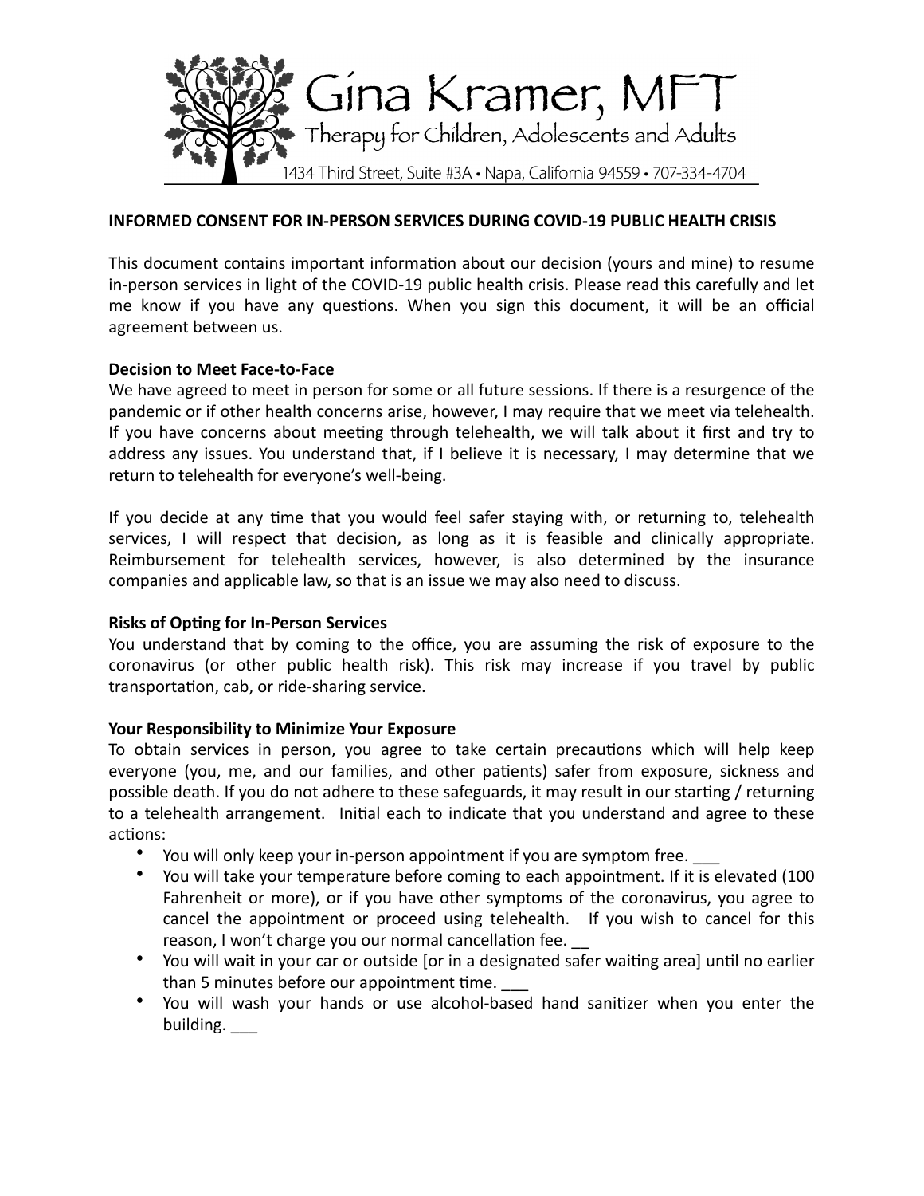Gina Kramer, MFT

Therapy for Children, Adolescents and Adults

1434 Third Street, Suite #3A • Napa, California 94559 • 707-334-4704

**INFORMED CONSENT FOR IN-PERSON SERVICES DURING COVID-19 PUBLIC HEALTH CRISIS**

This document contains important information about our decision (yours and mine) to resume in-person services in light of the COVID-19 public health crisis. Please read this carefully and let me know if you have any questions. When you sign this document, it will be an official agreement between us.

**Decision to Meet Face-to-Face**

We have agreed to meet in person for some or all future sessions. If there is a resurgence of the pandemic or if other health concerns arise, however, I may require that we meet via telehealth. If you have concerns about meeting through telehealth, we will talk about it first and try to address any issues. You understand that, if I believe it is necessary, I may determine that we return to telehealth for everyone's well-being.

If you decide at any time that you would feel safer staying with, or returning to, telehealth services, I will respect that decision, as long as it is feasible and clinically appropriate. Reimbursement for telehealth services, however, is also determined by the insurance companies and applicable law, so that is an issue we may also need to discuss.

**Risks of Opting for In-Person Services**

You understand that by coming to the office, you are assuming the risk of exposure to the coronavirus (or other public health risk). This risk may increase if you travel by public transportation, cab, or ride-sharing service.

**Your Responsibility to Minimize Your Exposure**

To obtain services in person, you agree to take certain precautions which will help keep everyone (you, me, and our families, and other patients) safer from exposure, sickness and possible death. If you do not adhere to these safeguards, it may result in our starting / returning to a telehealth arrangement. Initial each to indicate that you understand and agree to these actions:

- You will only keep your in-person appointment if you are symptom free. ___
- You will take your temperature before coming to each appointment. If it is elevated (100 Fahrenheit or more), or if you have other symptoms of the coronavirus, you agree to cancel the appointment or proceed using telehealth. If you wish to cancel for this reason, I won't charge you our normal cancellation fee. __
- You will wait in your car or outside [or in a designated safer waiting area] until no earlier than 5 minutes before our appointment time. ___
- You will wash your hands or use alcohol-based hand sanitizer when you enter the building. ___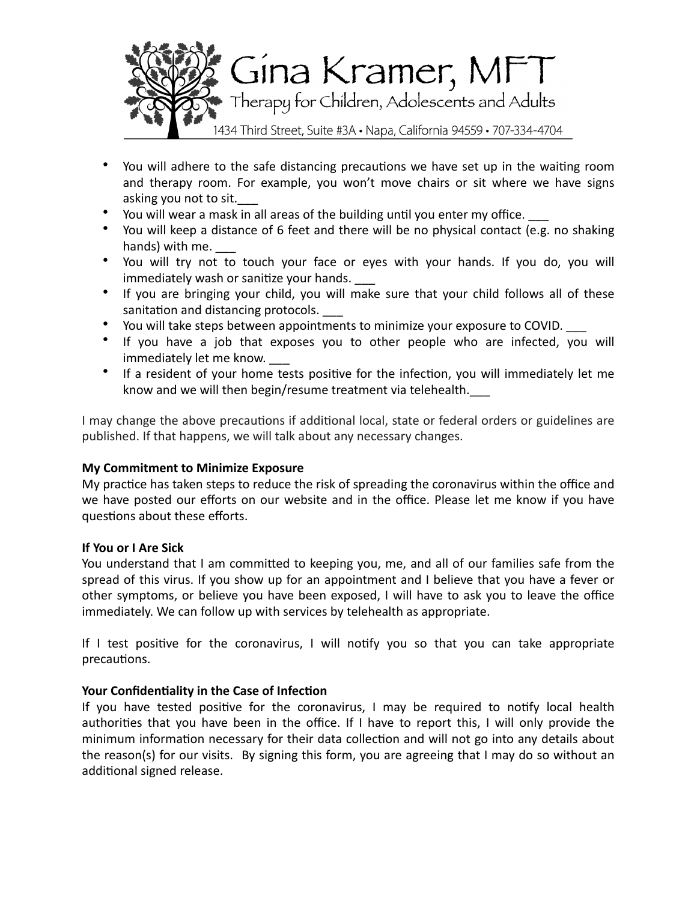- You will adhere to the safe distancing precautions we have set up in the waiting room and therapy room. For example, you won't move chairs or sit where we have signs asking you not to sit.___
- You will wear a mask in all areas of the building until you enter my office. ___
- You will keep a distance of 6 feet and there will be no physical contact (e.g. no shaking hands) with me. ___
- You will try not to touch your face or eyes with your hands. If you do, you will immediately wash or sanitize your hands. ___
- If you are bringing your child, you will make sure that your child follows all of these sanitation and distancing protocols. ___
- You will take steps between appointments to minimize your exposure to COVID. ___
- If you have a job that exposes you to other people who are infected, you will immediately let me know. ___
- If a resident of your home tests positive for the infection, you will immediately let me know and we will then begin/resume treatment via telehealth.___

I may change the above precautions if additional local, state or federal orders or guidelines are published. If that happens, we will talk about any necessary changes.

**My Commitment to Minimize Exposure**
My practice has taken steps to reduce the risk of spreading the coronavirus within the office and we have posted our efforts on our website and in the office. Please let me know if you have questions about these efforts.

**If You or I Are Sick**
You understand that I am committed to keeping you, me, and all of our families safe from the spread of this virus. If you show up for an appointment and I believe that you have a fever or other symptoms, or believe you have been exposed, I will have to ask you to leave the office immediately. We can follow up with services by telehealth as appropriate.

If I test positive for the coronavirus, I will notify you so that you can take appropriate precautions.

**Your Confidentiality in the Case of Infection**
If you have tested positive for the coronavirus, I may be required to notify local health authorities that you have been in the office. If I have to report this, I will only provide the minimum information necessary for their data collection and will not go into any details about the reason(s) for our visits. By signing this form, you are agreeing that I may do so without an additional signed release.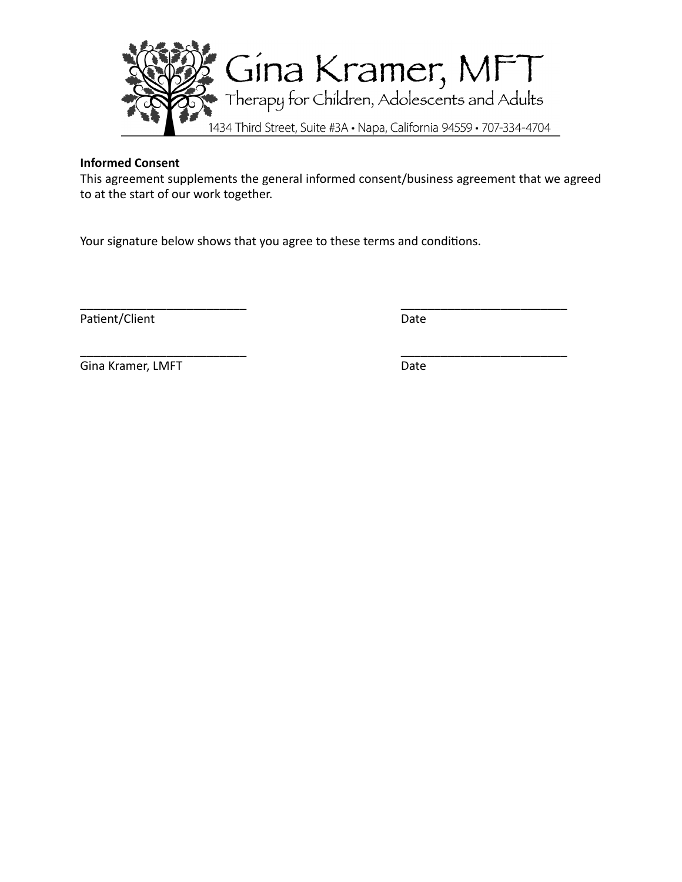Gina Kramer, MFT
Therapy for Children, Adolescents and Adults
1434 Third Street, Suite #3A • Napa, California 94559 • 707-334-4704

**Informed Consent**
This agreement supplements the general informed consent/business agreement that we agreed to at the start of our work together.

Your signature below shows that you agree to these terms and conditions.

___________________________ ___________________________
Patient/Client Date

___________________________ ___________________________
Gina Kramer, LMFT Date